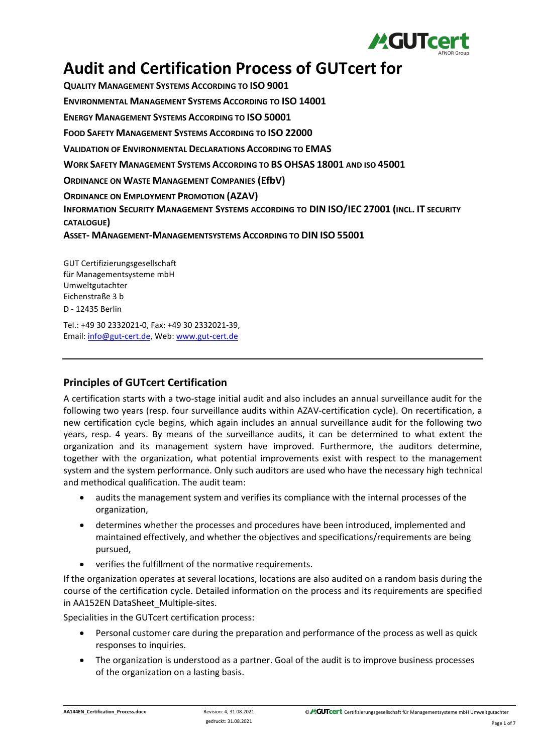# Audit and Certification Process of GUTcert for

**Quality Management Systems According to ISO 9001**

**Environmental Management Systems According to ISO 14001**

**Energy Management Systems According to ISO 50001**

**Food Safety Management Systems According to ISO 22000**

**Validation of Environmental Declarations According to EMAS**

**Work Safety Management Systems According to BS OHSAS 18001 and ISO 45001**

**Ordinance on Waste Management Companies (EfbV)**

**Ordinance on Employment Promotion (AZAV)**

**Information Security Management Systems according to DIN ISO/IEC 27001 (incl. IT security catalogue)**

**Asset- Management-Managementsystems According to DIN ISO 55001**

GUT Certifizierungsgesellschaft
für Managementsysteme mbH
Umweltgutachter
Eichenstraße 3 b
D - 12435 Berlin

Tel.: +49 30 2332021-0, Fax: +49 30 2332021-39,
Email: info@gut-cert.de, Web: www.gut-cert.de

---

## Principles of GUTcert Certification

A certification starts with a two-stage initial audit and also includes an annual surveillance audit for the following two years (resp. four surveillance audits within AZAV-certification cycle). On recertification, a new certification cycle begins, which again includes an annual surveillance audit for the following two years, resp. 4 years. By means of the surveillance audits, it can be determined to what extent the organization and its management system have improved. Furthermore, the auditors determine, together with the organization, what potential improvements exist with respect to the management system and the system performance. Only such auditors are used who have the necessary high technical and methodical qualification. The audit team:

- audits the management system and verifies its compliance with the internal processes of the organization,
- determines whether the processes and procedures have been introduced, implemented and maintained effectively, and whether the objectives and specifications/requirements are being pursued,
- verifies the fulfillment of the normative requirements.

If the organization operates at several locations, locations are also audited on a random basis during the course of the certification cycle. Detailed information on the process and its requirements are specified in AA152EN DataSheet_Multiple-sites.

Specialities in the GUTcert certification process:

- Personal customer care during the preparation and performance of the process as well as quick responses to inquiries.
- The organization is understood as a partner. Goal of the audit is to improve business processes of the organization on a lasting basis.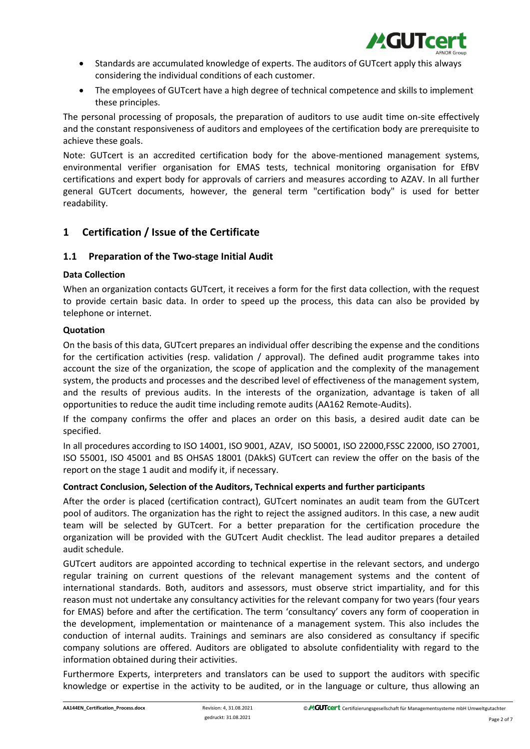- Standards are accumulated knowledge of experts. The auditors of GUTcert apply this always considering the individual conditions of each customer.
- The employees of GUTcert have a high degree of technical competence and skills to implement these principles.

The personal processing of proposals, the preparation of auditors to use audit time on-site effectively and the constant responsiveness of auditors and employees of the certification body are prerequisite to achieve these goals.

Note: GUTcert is an accredited certification body for the above-mentioned management systems, environmental verifier organisation for EMAS tests, technical monitoring organisation for EfBV certifications and expert body for approvals of carriers and measures according to AZAV. In all further general GUTcert documents, however, the general term "certification body" is used for better readability.

# 1 Certification / Issue of the Certificate

## 1.1 Preparation of the Two-stage Initial Audit

**Data Collection**

When an organization contacts GUTcert, it receives a form for the first data collection, with the request to provide certain basic data. In order to speed up the process, this data can also be provided by telephone or internet.

**Quotation**

On the basis of this data, GUTcert prepares an individual offer describing the expense and the conditions for the certification activities (resp. validation / approval). The defined audit programme takes into account the size of the organization, the scope of application and the complexity of the management system, the products and processes and the described level of effectiveness of the management system, and the results of previous audits. In the interests of the organization, advantage is taken of all opportunities to reduce the audit time including remote audits (AA162 Remote-Audits).

If the company confirms the offer and places an order on this basis, a desired audit date can be specified.

In all procedures according to ISO 14001, ISO 9001, AZAV, ISO 50001, ISO 22000,FSSC 22000, ISO 27001, ISO 55001, ISO 45001 and BS OHSAS 18001 (DAkkS) GUTcert can review the offer on the basis of the report on the stage 1 audit and modify it, if necessary.

**Contract Conclusion, Selection of the Auditors, Technical experts and further participants**

After the order is placed (certification contract), GUTcert nominates an audit team from the GUTcert pool of auditors. The organization has the right to reject the assigned auditors. In this case, a new audit team will be selected by GUTcert. For a better preparation for the certification procedure the organization will be provided with the GUTcert Audit checklist. The lead auditor prepares a detailed audit schedule.

GUTcert auditors are appointed according to technical expertise in the relevant sectors, and undergo regular training on current questions of the relevant management systems and the content of international standards. Both, auditors and assessors, must observe strict impartiality, and for this reason must not undertake any consultancy activities for the relevant company for two years (four years for EMAS) before and after the certification. The term 'consultancy' covers any form of cooperation in the development, implementation or maintenance of a management system. This also includes the conduction of internal audits. Trainings and seminars are also considered as consultancy if specific company solutions are offered. Auditors are obligated to absolute confidentiality with regard to the information obtained during their activities.

Furthermore Experts, interpreters and translators can be used to support the auditors with specific knowledge or expertise in the activity to be audited, or in the language or culture, thus allowing an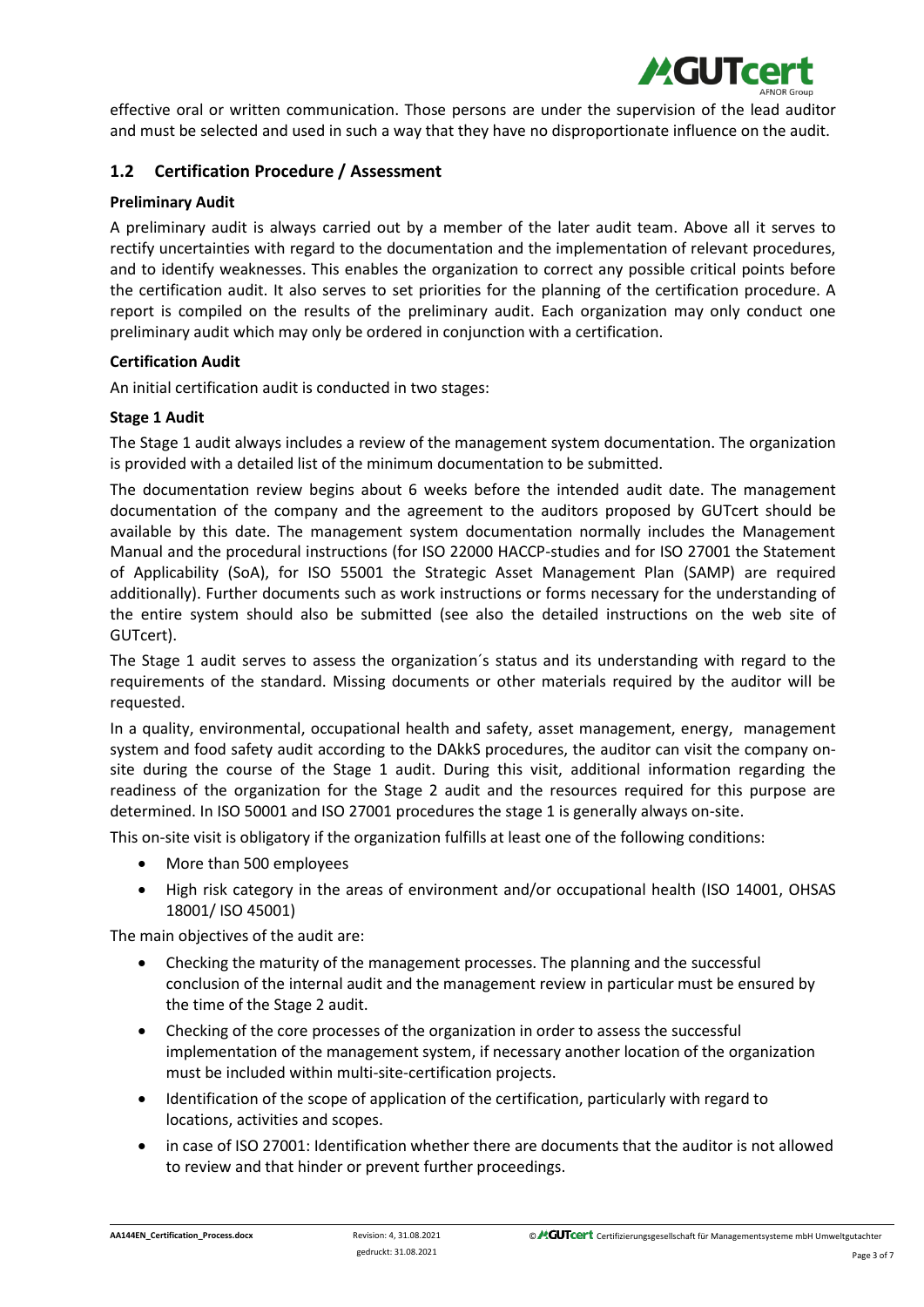effective oral or written communication. Those persons are under the supervision of the lead auditor and must be selected and used in such a way that they have no disproportionate influence on the audit.

## 1.2 Certification Procedure / Assessment

**Preliminary Audit**

A preliminary audit is always carried out by a member of the later audit team. Above all it serves to rectify uncertainties with regard to the documentation and the implementation of relevant procedures, and to identify weaknesses. This enables the organization to correct any possible critical points before the certification audit. It also serves to set priorities for the planning of the certification procedure. A report is compiled on the results of the preliminary audit. Each organization may only conduct one preliminary audit which may only be ordered in conjunction with a certification.

**Certification Audit**

An initial certification audit is conducted in two stages:

**Stage 1 Audit**

The Stage 1 audit always includes a review of the management system documentation. The organization is provided with a detailed list of the minimum documentation to be submitted.

The documentation review begins about 6 weeks before the intended audit date. The management documentation of the company and the agreement to the auditors proposed by GUTcert should be available by this date. The management system documentation normally includes the Management Manual and the procedural instructions (for ISO 22000 HACCP-studies and for ISO 27001 the Statement of Applicability (SoA), for ISO 55001 the Strategic Asset Management Plan (SAMP) are required additionally). Further documents such as work instructions or forms necessary for the understanding of the entire system should also be submitted (see also the detailed instructions on the web site of GUTcert).

The Stage 1 audit serves to assess the organization´s status and its understanding with regard to the requirements of the standard. Missing documents or other materials required by the auditor will be requested.

In a quality, environmental, occupational health and safety, asset management, energy, management system and food safety audit according to the DAkkS procedures, the auditor can visit the company on-site during the course of the Stage 1 audit. During this visit, additional information regarding the readiness of the organization for the Stage 2 audit and the resources required for this purpose are determined. In ISO 50001 and ISO 27001 procedures the stage 1 is generally always on-site.

This on-site visit is obligatory if the organization fulfills at least one of the following conditions:

- More than 500 employees
- High risk category in the areas of environment and/or occupational health (ISO 14001, OHSAS 18001/ ISO 45001)

The main objectives of the audit are:

- Checking the maturity of the management processes. The planning and the successful conclusion of the internal audit and the management review in particular must be ensured by the time of the Stage 2 audit.
- Checking of the core processes of the organization in order to assess the successful implementation of the management system, if necessary another location of the organization must be included within multi-site-certification projects.
- Identification of the scope of application of the certification, particularly with regard to locations, activities and scopes.
- in case of ISO 27001: Identification whether there are documents that the auditor is not allowed to review and that hinder or prevent further proceedings.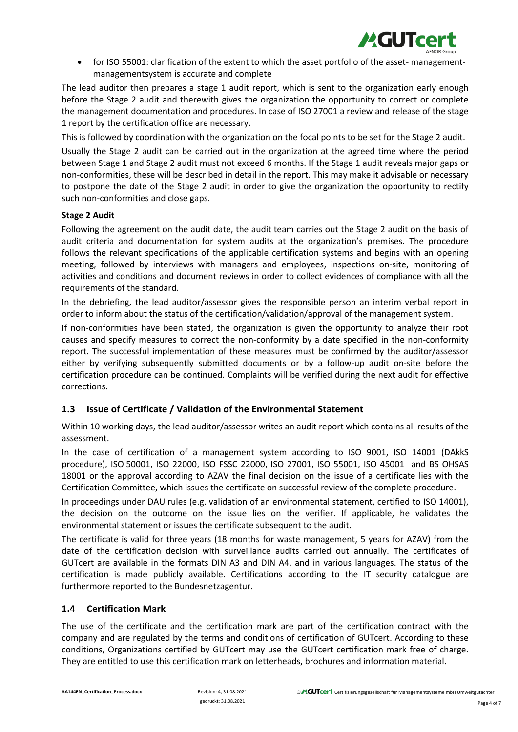- for ISO 55001: clarification of the extent to which the asset portfolio of the asset- management-managementsystem is accurate and complete

The lead auditor then prepares a stage 1 audit report, which is sent to the organization early enough before the Stage 2 audit and therewith gives the organization the opportunity to correct or complete the management documentation and procedures. In case of ISO 27001 a review and release of the stage 1 report by the certification office are necessary.

This is followed by coordination with the organization on the focal points to be set for the Stage 2 audit.

Usually the Stage 2 audit can be carried out in the organization at the agreed time where the period between Stage 1 and Stage 2 audit must not exceed 6 months. If the Stage 1 audit reveals major gaps or non-conformities, these will be described in detail in the report. This may make it advisable or necessary to postpone the date of the Stage 2 audit in order to give the organization the opportunity to rectify such non-conformities and close gaps.

**Stage 2 Audit**

Following the agreement on the audit date, the audit team carries out the Stage 2 audit on the basis of audit criteria and documentation for system audits at the organization's premises. The procedure follows the relevant specifications of the applicable certification systems and begins with an opening meeting, followed by interviews with managers and employees, inspections on-site, monitoring of activities and conditions and document reviews in order to collect evidences of compliance with all the requirements of the standard.

In the debriefing, the lead auditor/assessor gives the responsible person an interim verbal report in order to inform about the status of the certification/validation/approval of the management system.

If non-conformities have been stated, the organization is given the opportunity to analyze their root causes and specify measures to correct the non-conformity by a date specified in the non-conformity report. The successful implementation of these measures must be confirmed by the auditor/assessor either by verifying subsequently submitted documents or by a follow-up audit on-site before the certification procedure can be continued. Complaints will be verified during the next audit for effective corrections.

## 1.3 Issue of Certificate / Validation of the Environmental Statement

Within 10 working days, the lead auditor/assessor writes an audit report which contains all results of the assessment.

In the case of certification of a management system according to ISO 9001, ISO 14001 (DAkkS procedure), ISO 50001, ISO 22000, ISO FSSC 22000, ISO 27001, ISO 55001, ISO 45001 and BS OHSAS 18001 or the approval according to AZAV the final decision on the issue of a certificate lies with the Certification Committee, which issues the certificate on successful review of the complete procedure.

In proceedings under DAU rules (e.g. validation of an environmental statement, certified to ISO 14001), the decision on the outcome on the issue lies on the verifier. If applicable, he validates the environmental statement or issues the certificate subsequent to the audit.

The certificate is valid for three years (18 months for waste management, 5 years for AZAV) from the date of the certification decision with surveillance audits carried out annually. The certificates of GUTcert are available in the formats DIN A3 and DIN A4, and in various languages. The status of the certification is made publicly available. Certifications according to the IT security catalogue are furthermore reported to the Bundesnetzagentur.

## 1.4 Certification Mark

The use of the certificate and the certification mark are part of the certification contract with the company and are regulated by the terms and conditions of certification of GUTcert. According to these conditions, Organizations certified by GUTcert may use the GUTcert certification mark free of charge. They are entitled to use this certification mark on letterheads, brochures and information material.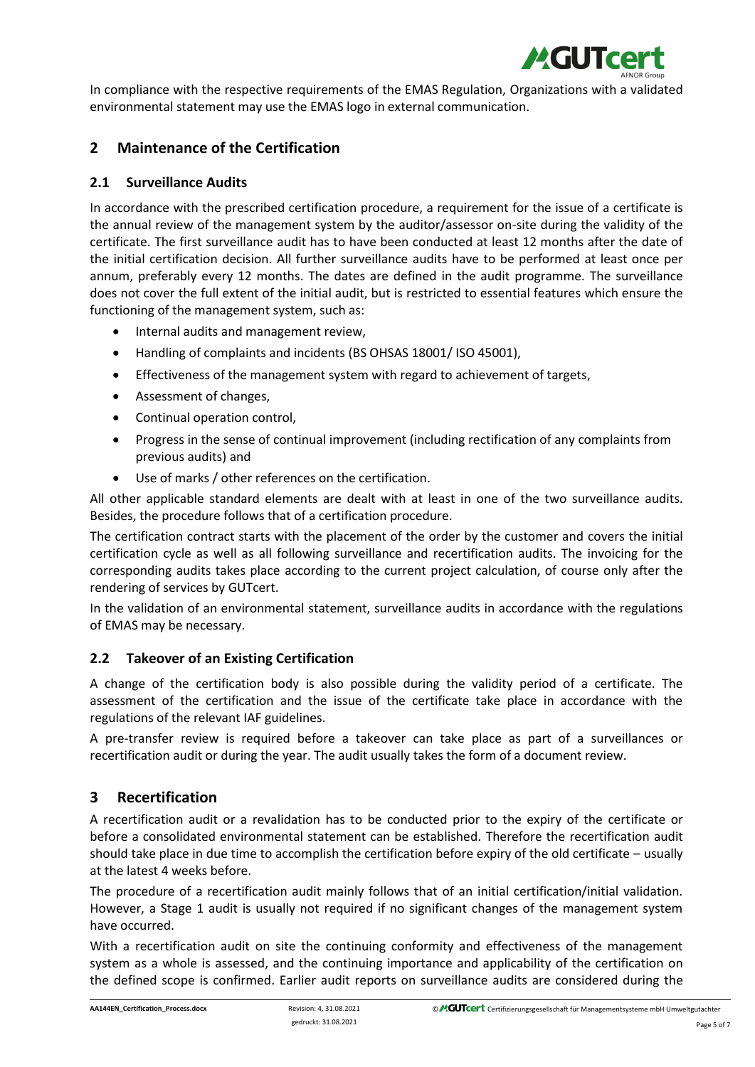In compliance with the respective requirements of the EMAS Regulation, Organizations with a validated environmental statement may use the EMAS logo in external communication.

## 2 Maintenance of the Certification

### 2.1 Surveillance Audits

In accordance with the prescribed certification procedure, a requirement for the issue of a certificate is the annual review of the management system by the auditor/assessor on-site during the validity of the certificate. The first surveillance audit has to have been conducted at least 12 months after the date of the initial certification decision. All further surveillance audits have to be performed at least once per annum, preferably every 12 months. The dates are defined in the audit programme. The surveillance does not cover the full extent of the initial audit, but is restricted to essential features which ensure the functioning of the management system, such as:

- Internal audits and management review,
- Handling of complaints and incidents (BS OHSAS 18001/ ISO 45001),
- Effectiveness of the management system with regard to achievement of targets,
- Assessment of changes,
- Continual operation control,
- Progress in the sense of continual improvement (including rectification of any complaints from previous audits) and
- Use of marks / other references on the certification.

All other applicable standard elements are dealt with at least in one of the two surveillance audits. Besides, the procedure follows that of a certification procedure.

The certification contract starts with the placement of the order by the customer and covers the initial certification cycle as well as all following surveillance and recertification audits. The invoicing for the corresponding audits takes place according to the current project calculation, of course only after the rendering of services by GUTcert.

In the validation of an environmental statement, surveillance audits in accordance with the regulations of EMAS may be necessary.

### 2.2 Takeover of an Existing Certification

A change of the certification body is also possible during the validity period of a certificate. The assessment of the certification and the issue of the certificate take place in accordance with the regulations of the relevant IAF guidelines.

A pre-transfer review is required before a takeover can take place as part of a surveillances or recertification audit or during the year. The audit usually takes the form of a document review.

## 3 Recertification

A recertification audit or a revalidation has to be conducted prior to the expiry of the certificate or before a consolidated environmental statement can be established. Therefore the recertification audit should take place in due time to accomplish the certification before expiry of the old certificate – usually at the latest 4 weeks before.

The procedure of a recertification audit mainly follows that of an initial certification/initial validation. However, a Stage 1 audit is usually not required if no significant changes of the management system have occurred.

With a recertification audit on site the continuing conformity and effectiveness of the management system as a whole is assessed, and the continuing importance and applicability of the certification on the defined scope is confirmed. Earlier audit reports on surveillance audits are considered during the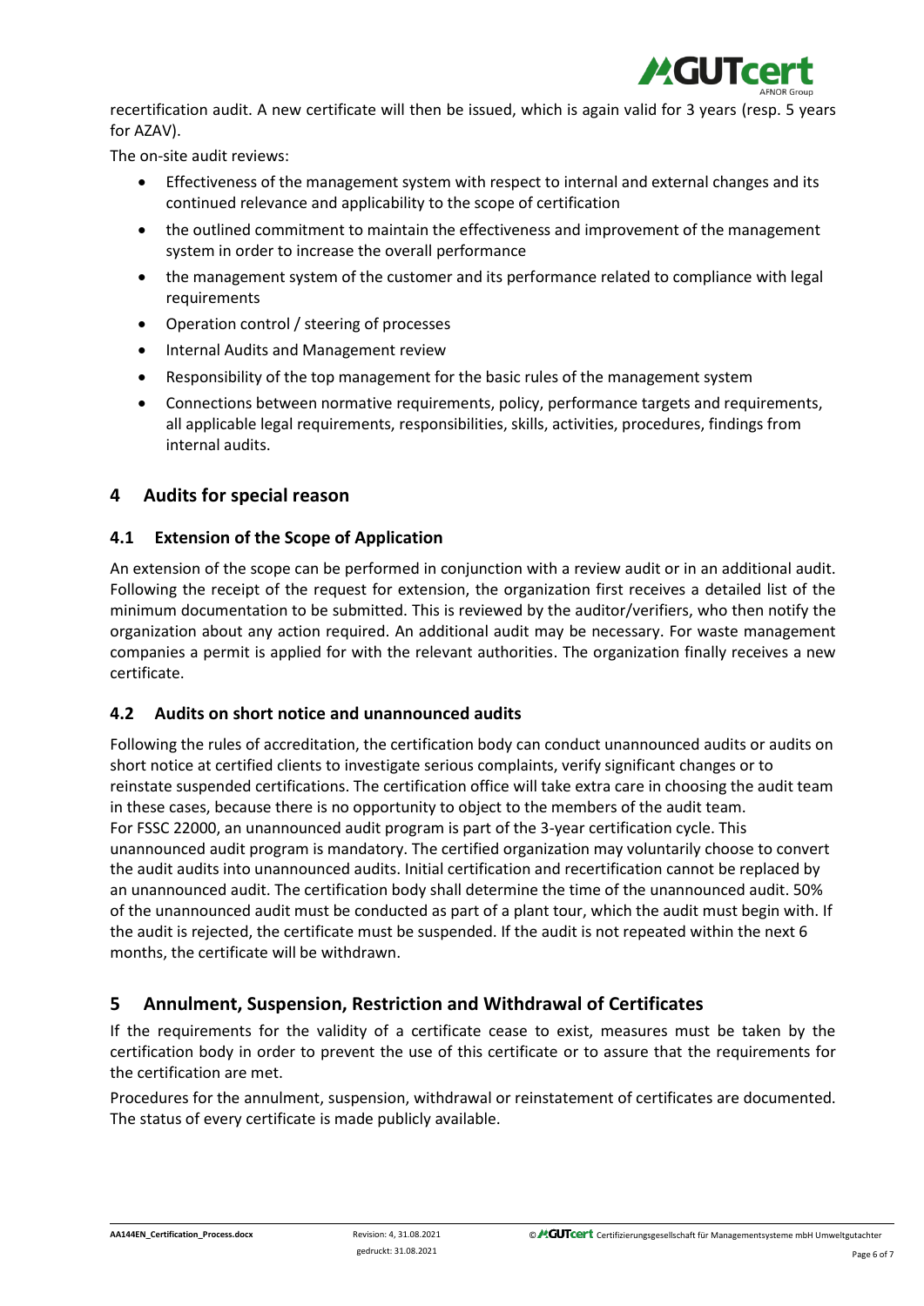recertification audit. A new certificate will then be issued, which is again valid for 3 years (resp. 5 years for AZAV).

The on-site audit reviews:

- Effectiveness of the management system with respect to internal and external changes and its continued relevance and applicability to the scope of certification
- the outlined commitment to maintain the effectiveness and improvement of the management system in order to increase the overall performance
- the management system of the customer and its performance related to compliance with legal requirements
- Operation control / steering of processes
- Internal Audits and Management review
- Responsibility of the top management for the basic rules of the management system
- Connections between normative requirements, policy, performance targets and requirements, all applicable legal requirements, responsibilities, skills, activities, procedures, findings from internal audits.

# 4 Audits for special reason

## 4.1 Extension of the Scope of Application

An extension of the scope can be performed in conjunction with a review audit or in an additional audit. Following the receipt of the request for extension, the organization first receives a detailed list of the minimum documentation to be submitted. This is reviewed by the auditor/verifiers, who then notify the organization about any action required. An additional audit may be necessary. For waste management companies a permit is applied for with the relevant authorities. The organization finally receives a new certificate.

## 4.2 Audits on short notice and unannounced audits

Following the rules of accreditation, the certification body can conduct unannounced audits or audits on short notice at certified clients to investigate serious complaints, verify significant changes or to reinstate suspended certifications. The certification office will take extra care in choosing the audit team in these cases, because there is no opportunity to object to the members of the audit team.
For FSSC 22000, an unannounced audit program is part of the 3-year certification cycle. This unannounced audit program is mandatory. The certified organization may voluntarily choose to convert the audit audits into unannounced audits. Initial certification and recertification cannot be replaced by an unannounced audit. The certification body shall determine the time of the unannounced audit. 50% of the unannounced audit must be conducted as part of a plant tour, which the audit must begin with. If the audit is rejected, the certificate must be suspended. If the audit is not repeated within the next 6 months, the certificate will be withdrawn.

# 5 Annulment, Suspension, Restriction and Withdrawal of Certificates

If the requirements for the validity of a certificate cease to exist, measures must be taken by the certification body in order to prevent the use of this certificate or to assure that the requirements for the certification are met.

Procedures for the annulment, suspension, withdrawal or reinstatement of certificates are documented. The status of every certificate is made publicly available.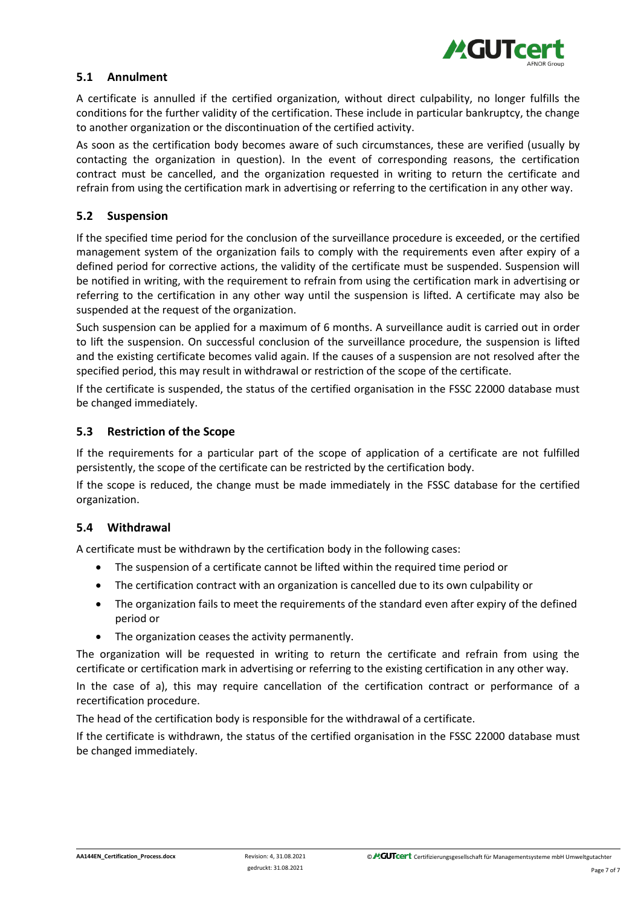## 5.1 Annulment

A certificate is annulled if the certified organization, without direct culpability, no longer fulfills the conditions for the further validity of the certification. These include in particular bankruptcy, the change to another organization or the discontinuation of the certified activity.

As soon as the certification body becomes aware of such circumstances, these are verified (usually by contacting the organization in question). In the event of corresponding reasons, the certification contract must be cancelled, and the organization requested in writing to return the certificate and refrain from using the certification mark in advertising or referring to the certification in any other way.

## 5.2 Suspension

If the specified time period for the conclusion of the surveillance procedure is exceeded, or the certified management system of the organization fails to comply with the requirements even after expiry of a defined period for corrective actions, the validity of the certificate must be suspended. Suspension will be notified in writing, with the requirement to refrain from using the certification mark in advertising or referring to the certification in any other way until the suspension is lifted. A certificate may also be suspended at the request of the organization.

Such suspension can be applied for a maximum of 6 months. A surveillance audit is carried out in order to lift the suspension. On successful conclusion of the surveillance procedure, the suspension is lifted and the existing certificate becomes valid again. If the causes of a suspension are not resolved after the specified period, this may result in withdrawal or restriction of the scope of the certificate.

If the certificate is suspended, the status of the certified organisation in the FSSC 22000 database must be changed immediately.

## 5.3 Restriction of the Scope

If the requirements for a particular part of the scope of application of a certificate are not fulfilled persistently, the scope of the certificate can be restricted by the certification body.

If the scope is reduced, the change must be made immediately in the FSSC database for the certified organization.

## 5.4 Withdrawal

A certificate must be withdrawn by the certification body in the following cases:

- The suspension of a certificate cannot be lifted within the required time period or
- The certification contract with an organization is cancelled due to its own culpability or
- The organization fails to meet the requirements of the standard even after expiry of the defined period or
- The organization ceases the activity permanently.

The organization will be requested in writing to return the certificate and refrain from using the certificate or certification mark in advertising or referring to the existing certification in any other way.

In the case of a), this may require cancellation of the certification contract or performance of a recertification procedure.

The head of the certification body is responsible for the withdrawal of a certificate.

If the certificate is withdrawn, the status of the certified organisation in the FSSC 22000 database must be changed immediately.